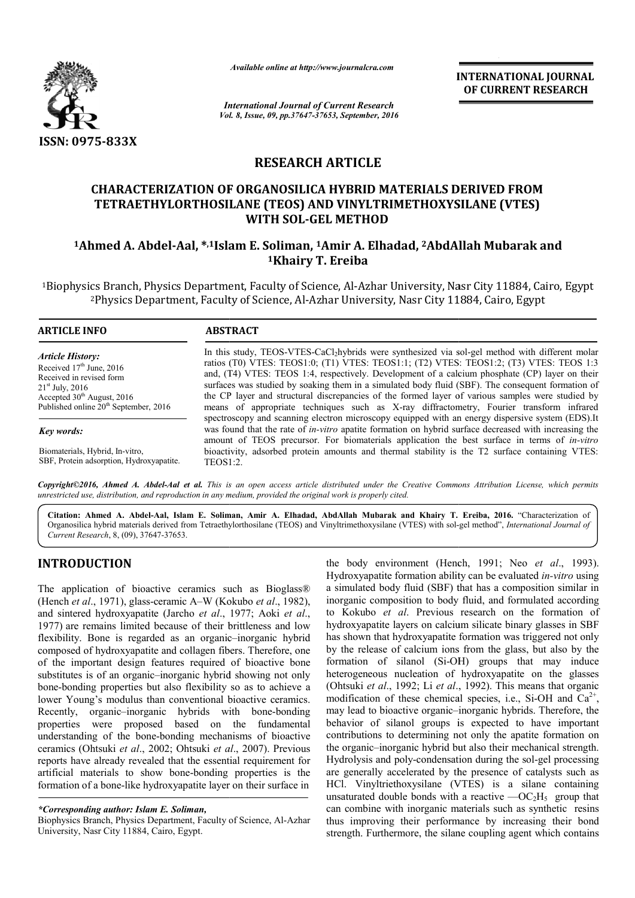ISSN: 0975-833X

*Available online at http://www.journalcra.com*

*International Journal of Current Research*
*Vol. 8, Issue, 09, pp.37647-37653, September, 2016*

**INTERNATIONAL JOURNAL OF CURRENT RESEARCH**

# RESEARCH ARTICLE

## CHARACTERIZATION OF ORGANOSILICA HYBRID MATERIALS DERIVED FROM TETRAETHYLORTHOSILANE (TEOS) AND VINYLTRIMETHOXYSILANE (VTES) WITH SOL-GEL METHOD

**[1]Ahmed A. Abdel-Aal, *,[1]Islam E. Soliman, [1]Amir A. Elhadad, [2]AbdAllah Mubarak and [1]Khairy T. Ereiba**

[1]Biophysics Branch, Physics Department, Faculty of Science, Al-Azhar University, Nasr City 11884, Cairo, Egypt
[2]Physics Department, Faculty of Science, Al-Azhar University, Nasr City 11884, Cairo, Egypt

**ARTICLE INFO**

*Article History:*
Received 17th June, 2016
Received in revised form
21st July, 2016
Accepted 30th August, 2016
Published online 20th September, 2016

*Key words:*
Biomaterials, Hybrid, In-vitro, SBF, Protein adsorption, Hydroxyapatite.

**ABSTRACT**

In this study, TEOS-VTES-$CaCl_2$hybrids were synthesized via sol-gel method with different molar ratios (T0) VTES: TEOS1:0; (T1) VTES: TEOS1:1; (T2) VTES: TEOS1:2; (T3) VTES: TEOS 1:3 and, (T4) VTES: TEOS 1:4, respectively. Development of a calcium phosphate (CP) layer on their surfaces was studied by soaking them in a simulated body fluid (SBF). The consequent formation of the CP layer and structural discrepancies of the formed layer of various samples were studied by means of appropriate techniques such as X-ray diffractometry, Fourier transform infrared spectroscopy and scanning electron microscopy equipped with an energy dispersive system (EDS).It was found that the rate of *in-vitro* apatite formation on hybrid surface decreased with increasing the amount of TEOS precursor. For biomaterials application the best surface in terms of *in-vitro* bioactivity, adsorbed protein amounts and thermal stability is the T2 surface containing VTES: TEOS1:2.

*Copyright©2016, Ahmed A. Abdel-Aal et al. This is an open access article distributed under the Creative Commons Attribution License, which permits unrestricted use, distribution, and reproduction in any medium, provided the original work is properly cited.*

**Citation: Ahmed A. Abdel-Aal, Islam E. Soliman, Amir A. Elhadad, AbdAllah Mubarak and Khairy T. Ereiba, 2016.** "Characterization of Organosilica hybrid materials derived from Tetraethylorthosilane (TEOS) and Vinyltrimethoxysilane (VTES) with sol-gel method", *International Journal of Current Research*, 8, (09), 37647-37653.

## INTRODUCTION

The application of bioactive ceramics such as Bioglass® (Hench *et al*., 1971), glass-ceramic A–W (Kokubo *et al*., 1982), and sintered hydroxyapatite (Jarcho *et al*., 1977; Aoki *et al*., 1977) are remains limited because of their brittleness and low flexibility. Bone is regarded as an organic–inorganic hybrid composed of hydroxyapatite and collagen fibers. Therefore, one of the important design features required of bioactive bone substitutes is of an organic–inorganic hybrid showing not only bone-bonding properties but also flexibility so as to achieve a lower Young's modulus than conventional bioactive ceramics. Recently, organic–inorganic hybrids with bone-bonding properties were proposed based on the fundamental understanding of the bone-bonding mechanisms of bioactive ceramics (Ohtsuki *et al*., 2002; Ohtsuki *et al*., 2007). Previous reports have already revealed that the essential requirement for artificial materials to show bone-bonding properties is the formation of a bone-like hydroxyapatite layer on their surface in the body environment (Hench, 1991; Neo *et al*., 1993). Hydroxyapatite formation ability can be evaluated *in-vitro* using a simulated body fluid (SBF) that has a composition similar in inorganic composition to body fluid, and formulated according to Kokubo *et al*. Previous research on the formation of hydroxyapatite layers on calcium silicate binary glasses in SBF has shown that hydroxyapatite formation was triggered not only by the release of calcium ions from the glass, but also by the formation of silanol (Si-OH) groups that may induce heterogeneous nucleation of hydroxyapatite on the glasses (Ohtsuki *et al*., 1992; Li *et al*., 1992). This means that organic modification of these chemical species, i.e., Si-OH and $Ca^{2+}$, may lead to bioactive organic–inorganic hybrids. Therefore, the behavior of silanol groups is expected to have important contributions to determining not only the apatite formation on the organic–inorganic hybrid but also their mechanical strength. Hydrolysis and poly-condensation during the sol-gel processing are generally accelerated by the presence of catalysts such as HCl. Vinyltriethoxysilane (VTES) is a silane containing unsaturated double bonds with a reactive —$OC_2H_5$ group that can combine with inorganic materials such as synthetic resins thus improving their performance by increasing their bond strength. Furthermore, the silane coupling agent which contains

**\*Corresponding author: Islam E. Soliman,**
Biophysics Branch, Physics Department, Faculty of Science, Al-Azhar University, Nasr City 11884, Cairo, Egypt.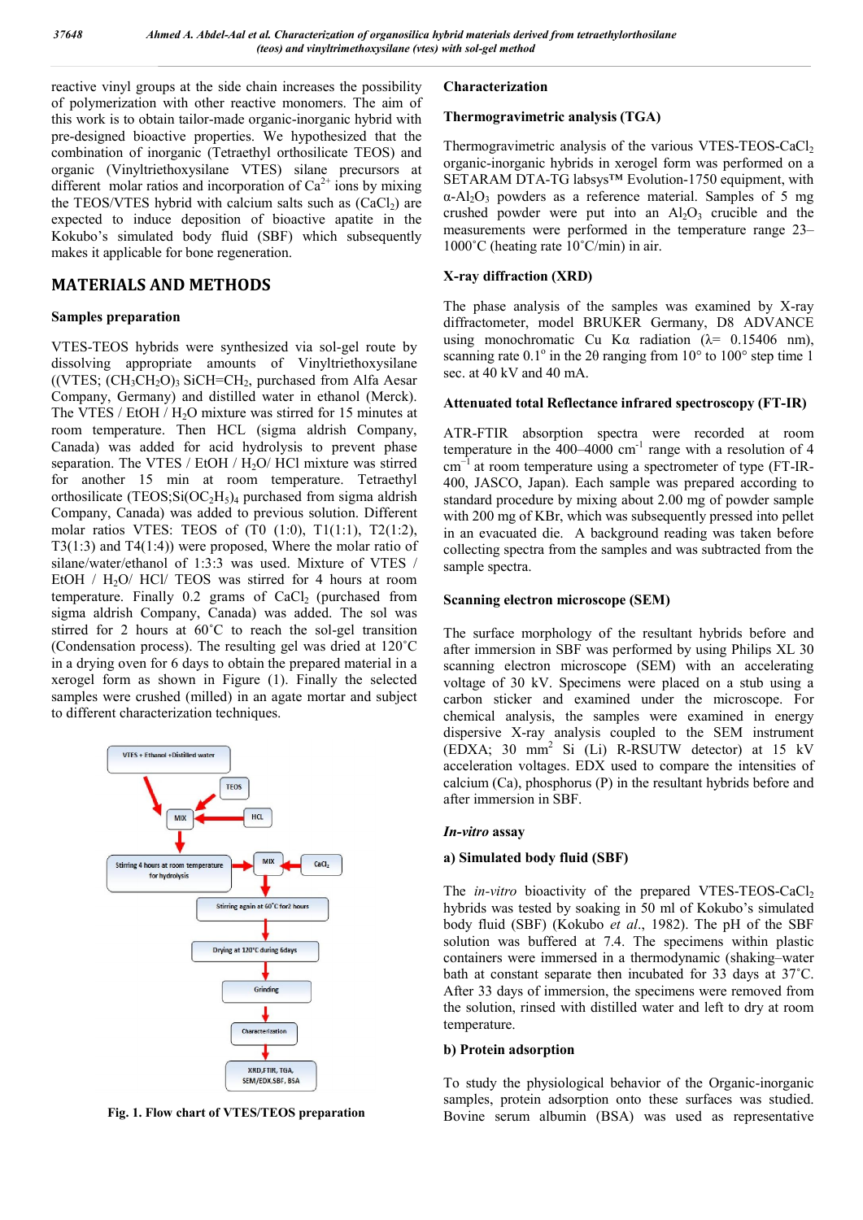reactive vinyl groups at the side chain increases the possibility of polymerization with other reactive monomers. The aim of this work is to obtain tailor-made organic-inorganic hybrid with pre-designed bioactive properties. We hypothesized that the combination of inorganic (Tetraethyl orthosilicate TEOS) and organic (Vinyltriethoxysilane VTES) silane precursors at different molar ratios and incorporation of $Ca^{2+}$ ions by mixing the TEOS/VTES hybrid with calcium salts such as ($CaCl_2$) are expected to induce deposition of bioactive apatite in the Kokubo's simulated body fluid (SBF) which subsequently makes it applicable for bone regeneration.

## MATERIALS AND METHODS

### Samples preparation

VTES-TEOS hybrids were synthesized via sol-gel route by dissolving appropriate amounts of Vinyltriethoxysilane ((VTES; $(CH_3CH_2O)_3$ $SiCH=CH_2$, purchased from Alfa Aesar Company, Germany) and distilled water in ethanol (Merck). The VTES / EtOH / $H_2O$ mixture was stirred for 15 minutes at room temperature. Then HCL (sigma aldrish Company, Canada) was added for acid hydrolysis to prevent phase separation. The VTES / EtOH / $H_2O$/ HCl mixture was stirred for another 15 min at room temperature. Tetraethyl orthosilicate (TEOS;$Si(OC_2H_5)_4$ purchased from sigma aldrish Company, Canada) was added to previous solution. Different molar ratios VTES: TEOS of (T0 (1:0), T1(1:1), T2(1:2), T3(1:3) and T4(1:4)) were proposed, Where the molar ratio of silane/water/ethanol of 1:3:3 was used. Mixture of VTES / EtOH / $H_2O$/ HCl/ TEOS was stirred for 4 hours at room temperature. Finally 0.2 grams of $CaCl_2$ (purchased from sigma aldrish Company, Canada) was added. The sol was stirred for 2 hours at 60˚C to reach the sol-gel transition (Condensation process). The resulting gel was dried at 120˚C in a drying oven for 6 days to obtain the prepared material in a xerogel form as shown in Figure (1). Finally the selected samples were crushed (milled) in an agate mortar and subject to different characterization techniques.

**Fig. 1. Flow chart of VTES/TEOS preparation**

### Characterization

### Thermogravimetric analysis (TGA)

Thermogravimetric analysis of the various VTES-TEOS-$CaCl_2$ organic-inorganic hybrids in xerogel form was performed on a SETARAM DTA-TG labsys™ Evolution-1750 equipment, with α-$Al_2O_3$ powders as a reference material. Samples of 5 mg crushed powder were put into an $Al_2O_3$ crucible and the measurements were performed in the temperature range 23–1000˚C (heating rate 10˚C/min) in air.

### X-ray diffraction (XRD)

The phase analysis of the samples was examined by X-ray diffractometer, model BRUKER Germany, D8 ADVANCE using monochromatic Cu Kα radiation (λ= 0.15406 nm), scanning rate 0.1$^{o}$ in the 2θ ranging from 10° to 100° step time 1 sec. at 40 kV and 40 mA.

### Attenuated total Reflectance infrared spectroscopy (FT-IR)

ATR-FTIR absorption spectra were recorded at room temperature in the 400–4000 $cm^{-1}$ range with a resolution of 4 $cm^{-1}$ at room temperature using a spectrometer of type (FT-IR-400, JASCO, Japan). Each sample was prepared according to standard procedure by mixing about 2.00 mg of powder sample with 200 mg of KBr, which was subsequently pressed into pellet in an evacuated die. A background reading was taken before collecting spectra from the samples and was subtracted from the sample spectra.

### Scanning electron microscope (SEM)

The surface morphology of the resultant hybrids before and after immersion in SBF was performed by using Philips XL 30 scanning electron microscope (SEM) with an accelerating voltage of 30 kV. Specimens were placed on a stub using a carbon sticker and examined under the microscope. For chemical analysis, the samples were examined in energy dispersive X-ray analysis coupled to the SEM instrument (EDXA; 30 $mm^2$ Si (Li) R-RSUTW detector) at 15 kV acceleration voltages. EDX used to compare the intensities of calcium (Ca), phosphorus (P) in the resultant hybrids before and after immersion in SBF.

### *In-vitro* assay

#### a) Simulated body fluid (SBF)

The *in-vitro* bioactivity of the prepared VTES-TEOS-$CaCl_2$ hybrids was tested by soaking in 50 ml of Kokubo's simulated body fluid (SBF) (Kokubo *et al*., 1982). The pH of the SBF solution was buffered at 7.4. The specimens within plastic containers were immersed in a thermodynamic (shaking–water bath at constant separate then incubated for 33 days at 37˚C. After 33 days of immersion, the specimens were removed from the solution, rinsed with distilled water and left to dry at room temperature.

#### b) Protein adsorption

To study the physiological behavior of the Organic-inorganic samples, protein adsorption onto these surfaces was studied. Bovine serum albumin (BSA) was used as representative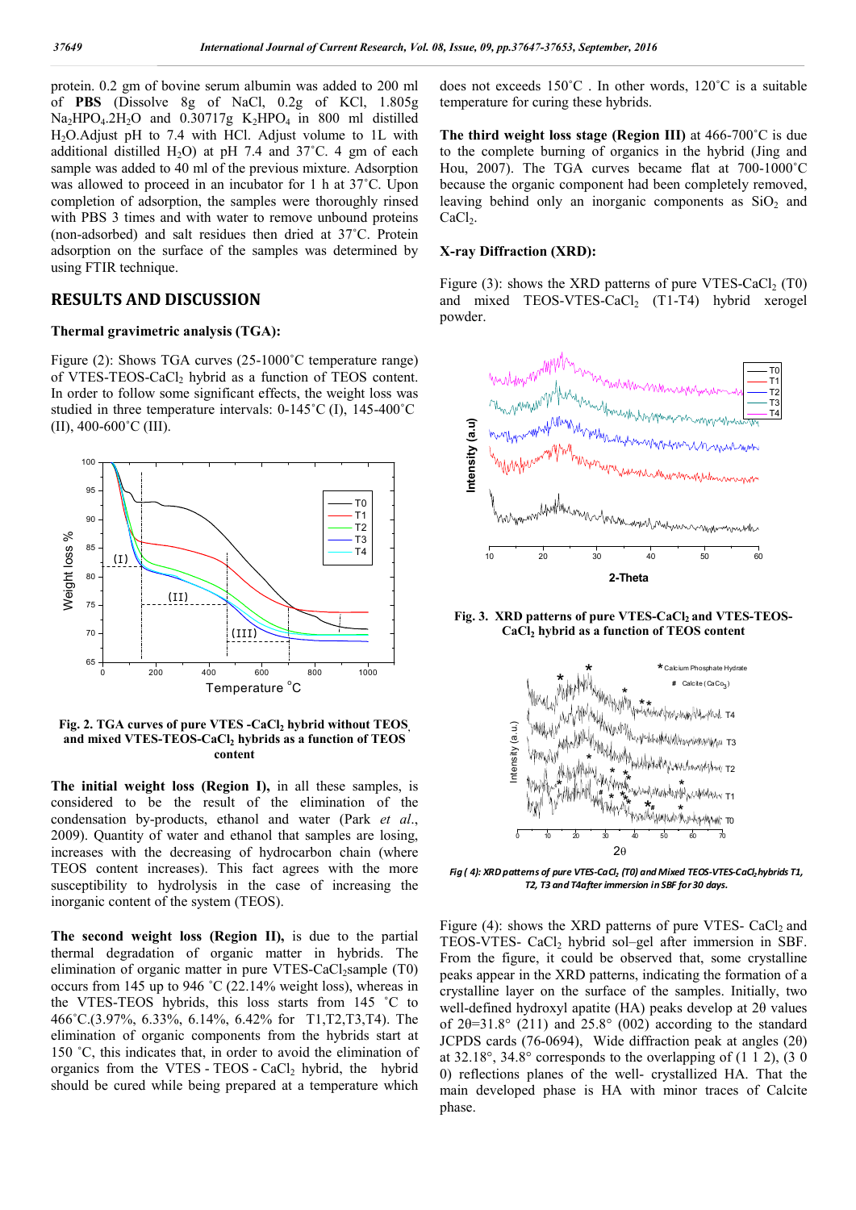protein. 0.2 gm of bovine serum albumin was added to 200 ml of **PBS** (Dissolve 8g of NaCl, 0.2g of KCl, 1.805g $Na_2HPO_4.2H_2O$ and 0.30717g $K_2HPO_4$ in 800 ml distilled $H_2O$.Adjust pH to 7.4 with HCl. Adjust volume to 1L with additional distilled $H_2O$) at pH 7.4 and 37˚C. 4 gm of each sample was added to 40 ml of the previous mixture. Adsorption was allowed to proceed in an incubator for 1 h at 37˚C. Upon completion of adsorption, the samples were thoroughly rinsed with PBS 3 times and with water to remove unbound proteins (non-adsorbed) and salt residues then dried at 37˚C. Protein adsorption on the surface of the samples was determined by using FTIR technique.

## RESULTS AND DISCUSSION

### Thermal gravimetric analysis (TGA):

Figure (2): Shows TGA curves (25-1000˚C temperature range) of VTES-TEOS-$CaCl_2$ hybrid as a function of TEOS content. In order to follow some significant effects, the weight loss was studied in three temperature intervals: 0-145˚C (I), 145-400˚C (II), 400-600˚C (III).

**Fig. 2. TGA curves of pure VTES -$CaCl_2$ hybrid without TEOS, and mixed VTES-TEOS-$CaCl_2$ hybrids as a function of TEOS content**

**The initial weight loss (Region I),** in all these samples, is considered to be the result of the elimination of the condensation by-products, ethanol and water (Park *et al*., 2009). Quantity of water and ethanol that samples are losing, increases with the decreasing of hydrocarbon chain (where TEOS content increases). This fact agrees with the more susceptibility to hydrolysis in the case of increasing the inorganic content of the system (TEOS).

**The second weight loss (Region II),** is due to the partial thermal degradation of organic matter in hybrids. The elimination of organic matter in pure VTES-$CaCl_2$sample (T0) occurs from 145 up to 946 ˚C (22.14% weight loss), whereas in the VTES-TEOS hybrids, this loss starts from 145 ˚C to 466˚C.(3.97%, 6.33%, 6.14%, 6.42% for T1,T2,T3,T4). The elimination of organic components from the hybrids start at 150 ˚C, this indicates that, in order to avoid the elimination of organics from the VTES - TEOS - $CaCl_2$ hybrid, the hybrid should be cured while being prepared at a temperature which does not exceeds 150˚C . In other words, 120˚C is a suitable temperature for curing these hybrids.

**The third weight loss stage (Region III)** at 466-700˚C is due to the complete burning of organics in the hybrid (Jing and Hou, 2007). The TGA curves became flat at 700-1000˚C because the organic component had been completely removed, leaving behind only an inorganic components as $SiO_2$ and $CaCl_2$.

### X-ray Diffraction (XRD):

Figure (3): shows the XRD patterns of pure VTES-$CaCl_2$ (T0) and mixed TEOS-VTES-$CaCl_2$ (T1-T4) hybrid xerogel powder.

**Fig. 3. XRD patterns of pure VTES-$CaCl_2$ and VTES-TEOS-$CaCl_2$ hybrid as a function of TEOS content**

*Fig ( 4): XRD patterns of pure VTES-$CaCl_2$ (T0) and Mixed TEOS-VTES-$CaCl_2$ hybrids T1, T2, T3 and T4after immersion in SBF for 30 days.*

Figure (4): shows the XRD patterns of pure VTES- $CaCl_2$ and TEOS-VTES- $CaCl_2$ hybrid sol–gel after immersion in SBF. From the figure, it could be observed that, some crystalline peaks appear in the XRD patterns, indicating the formation of a crystalline layer on the surface of the samples. Initially, two well-defined hydroxyl apatite (HA) peaks develop at 2θ values of 2θ=31.8° (211) and 25.8° (002) according to the standard JCPDS cards (76-0694), Wide diffraction peak at angles (2θ) at 32.18°, 34.8° corresponds to the overlapping of (1 1 2), (3 0 0) reflections planes of the well- crystallized HA. That the main developed phase is HA with minor traces of Calcite phase.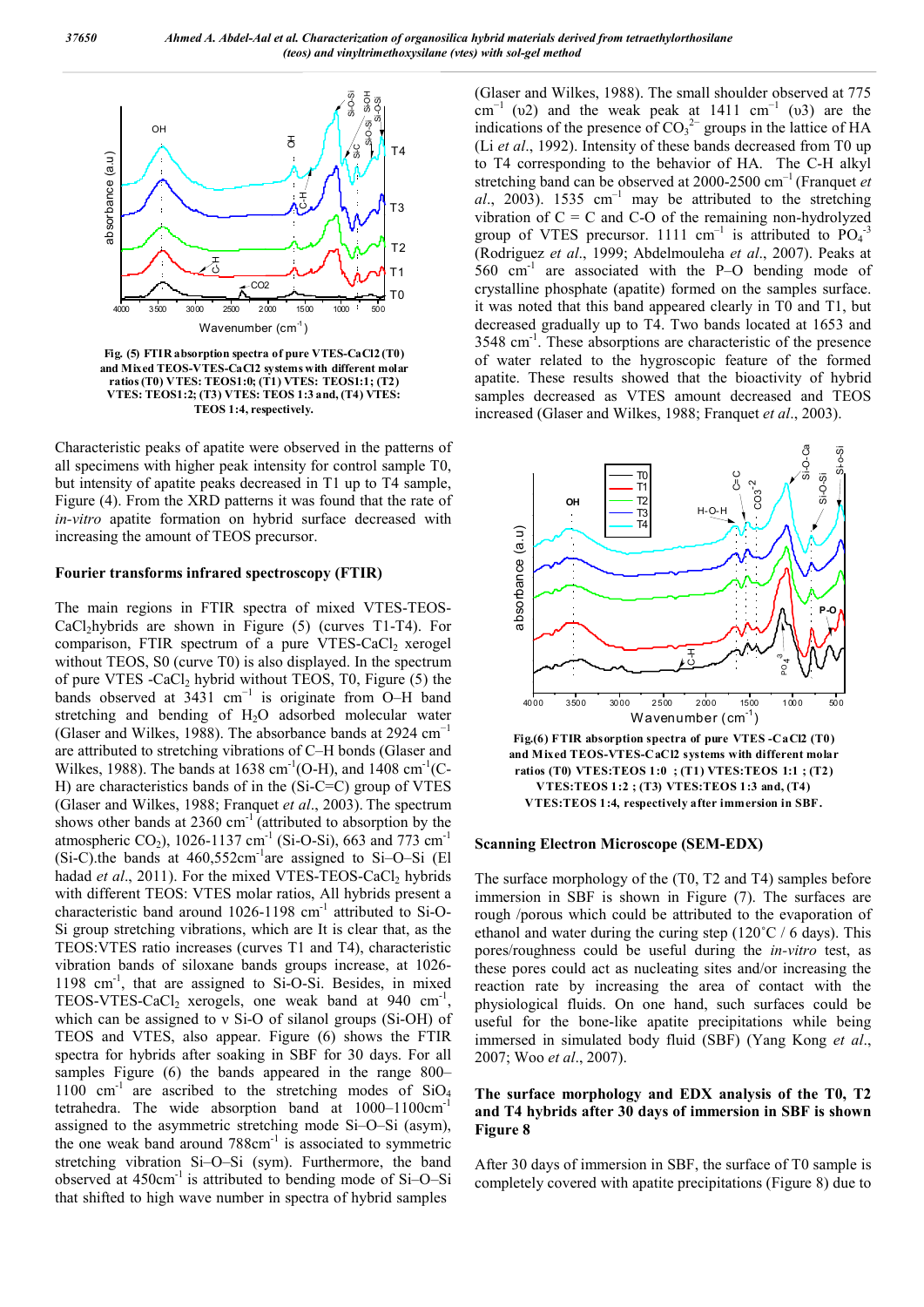Fig. (5) FTIR absorption spectra of pure VTES-CaCl2 (T0) and Mixed TEOS-VTES-CaCl2 systems with different molar ratios (T0) VTES: TEOS1:0; (T1) VTES: TEOS1:1; (T2) VTES: TEOS1:2; (T3) VTES: TEOS 1:3 and, (T4) VTES: TEOS 1:4, respectively.

Characteristic peaks of apatite were observed in the patterns of all specimens with higher peak intensity for control sample T0, but intensity of apatite peaks decreased in T1 up to T4 sample, Figure (4). From the XRD patterns it was found that the rate of *in-vitro* apatite formation on hybrid surface decreased with increasing the amount of TEOS precursor.

## Fourier transforms infrared spectroscopy (FTIR)

The main regions in FTIR spectra of mixed VTES-TEOS-$CaCl_2$hybrids are shown in Figure (5) (curves T1-T4). For comparison, FTIR spectrum of a pure VTES-$CaCl_2$ xerogel without TEOS, S0 (curve T0) is also displayed. In the spectrum of pure VTES -$CaCl_2$ hybrid without TEOS, T0, Figure (5) the bands observed at 3431 $cm^{-1}$ is originate from O–H band stretching and bending of $H_2O$ adsorbed molecular water (Glaser and Wilkes, 1988). The absorbance bands at 2924 $cm^{-1}$ are attributed to stretching vibrations of C–H bonds (Glaser and Wilkes, 1988). The bands at 1638 $cm^{-1}$(O-H), and 1408 $cm^{-1}$(C-H) are characteristics bands of in the (Si-C=C) group of VTES (Glaser and Wilkes, 1988; Franquet *et al*., 2003). The spectrum shows other bands at 2360 $cm^{-1}$ (attributed to absorption by the atmospheric $CO_2$), 1026-1137 $cm^{-1}$ (Si-O-Si), 663 and 773 $cm^{-1}$ (Si-C).the bands at 460,552$cm^{-1}$are assigned to Si–O–Si (El hadad *et al*., 2011). For the mixed VTES-TEOS-$CaCl_2$ hybrids with different TEOS: VTES molar ratios, All hybrids present a characteristic band around 1026-1198 $cm^{-1}$ attributed to Si-O-Si group stretching vibrations, which are It is clear that, as the TEOS:VTES ratio increases (curves T1 and T4), characteristic vibration bands of siloxane bands groups increase, at 1026-1198 $cm^{-1}$, that are assigned to Si-O-Si. Besides, in mixed TEOS-VTES-$CaCl_2$ xerogels, one weak band at 940 $cm^{-1}$, which can be assigned to ν Si-O of silanol groups (Si-OH) of TEOS and VTES, also appear. Figure (6) shows the FTIR spectra for hybrids after soaking in SBF for 30 days. For all samples Figure (6) the bands appeared in the range 800–1100 $cm^{-1}$ are ascribed to the stretching modes of $SiO_4$ tetrahedra. The wide absorption band at 1000–1100$cm^{-1}$ assigned to the asymmetric stretching mode Si–O–Si (asym), the one weak band around 788$cm^{-1}$ is associated to symmetric stretching vibration Si–O–Si (sym). Furthermore, the band observed at 450$cm^{-1}$ is attributed to bending mode of Si–O–Si that shifted to high wave number in spectra of hybrid samples (Glaser and Wilkes, 1988). The small shoulder observed at 775 $cm^{-1}$ (υ2) and the weak peak at 1411 $cm^{-1}$ (υ3) are the indications of the presence of $CO_3^{2-}$ groups in the lattice of HA (Li *et al*., 1992). Intensity of these bands decreased from T0 up to T4 corresponding to the behavior of HA. The C-H alkyl stretching band can be observed at 2000-2500 $cm^{-1}$ (Franquet *et al*., 2003). 1535 $cm^{-1}$ may be attributed to the stretching vibration of C = C and C-O of the remaining non-hydrolyzed group of VTES precursor. 1111 $cm^{-1}$ is attributed to $PO_4^{-3}$ (Rodriguez *et al*., 1999; Abdelmouleha *et al*., 2007). Peaks at 560 $cm^{-1}$ are associated with the P–O bending mode of crystalline phosphate (apatite) formed on the samples surface. it was noted that this band appeared clearly in T0 and T1, but decreased gradually up to T4. Two bands located at 1653 and 3548 $cm^{-1}$. These absorptions are characteristic of the presence of water related to the hygroscopic feature of the formed apatite. These results showed that the bioactivity of hybrid samples decreased as VTES amount decreased and TEOS increased (Glaser and Wilkes, 1988; Franquet *et al*., 2003).

Fig.(6) FTIR absorption spectra of pure VTES-CaCl2 (T0) and Mixed TEOS-VTES-CaCl2 systems with different molar ratios (T0) VTES:TEOS 1:0 ; (T1) VTES:TEOS 1:1 ; (T2) VTES:TEOS 1:2 ; (T3) VTES:TEOS 1:3 and, (T4) VTES:TEOS 1:4, respectively after immersion in SBF.

## Scanning Electron Microscope (SEM-EDX)

The surface morphology of the (T0, T2 and T4) samples before immersion in SBF is shown in Figure (7). The surfaces are rough /porous which could be attributed to the evaporation of ethanol and water during the curing step (120˚C / 6 days). This pores/roughness could be useful during the *in-vitro* test, as these pores could act as nucleating sites and/or increasing the reaction rate by increasing the area of contact with the physiological fluids. On one hand, such surfaces could be useful for the bone-like apatite precipitations while being immersed in simulated body fluid (SBF) (Yang Kong *et al*., 2007; Woo *et al*., 2007).

**The surface morphology and EDX analysis of the T0, T2 and T4 hybrids after 30 days of immersion in SBF is shown Figure 8**

After 30 days of immersion in SBF, the surface of T0 sample is completely covered with apatite precipitations (Figure 8) due to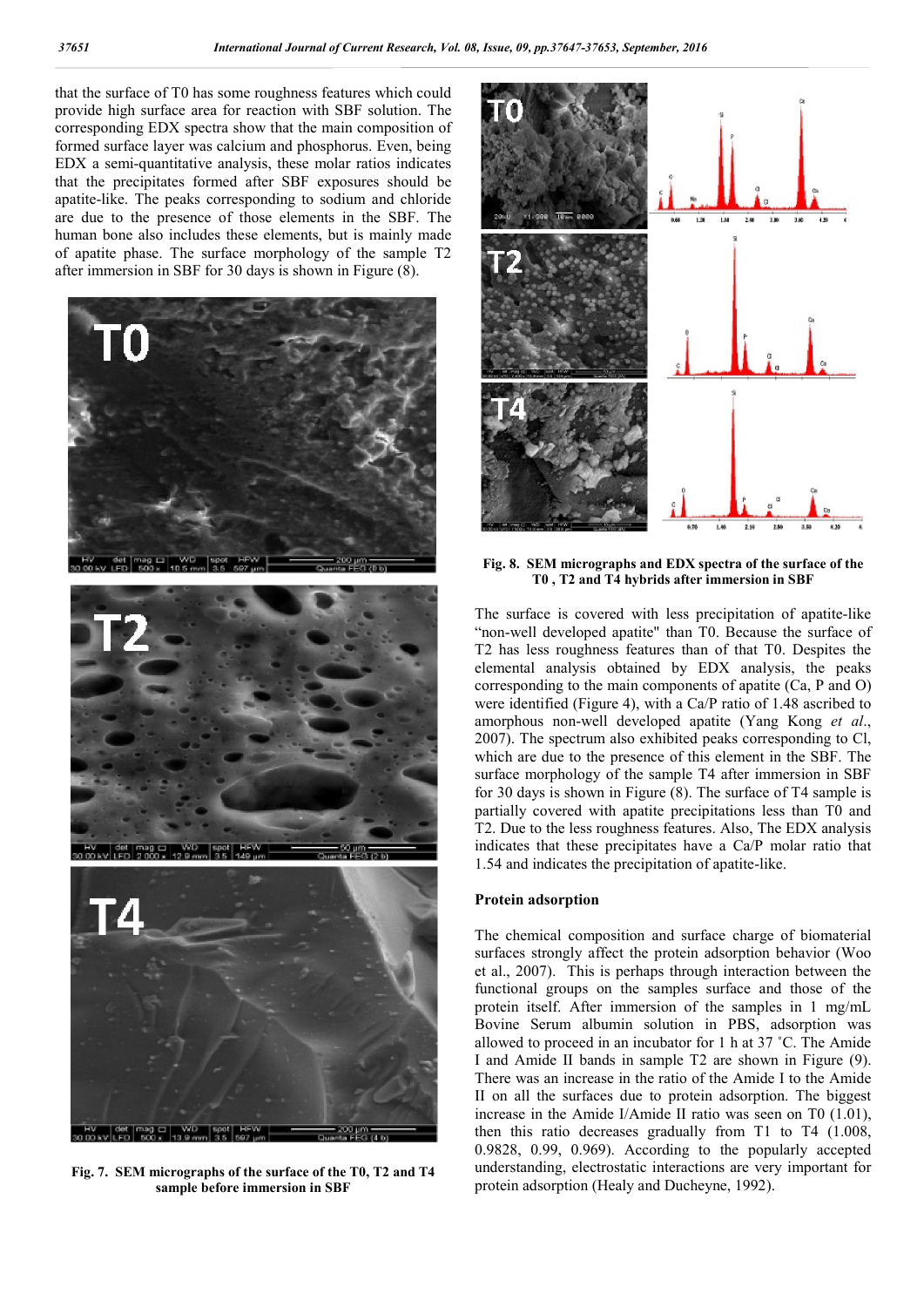that the surface of T0 has some roughness features which could provide high surface area for reaction with SBF solution. The corresponding EDX spectra show that the main composition of formed surface layer was calcium and phosphorus. Even, being EDX a semi-quantitative analysis, these molar ratios indicates that the precipitates formed after SBF exposures should be apatite-like. The peaks corresponding to sodium and chloride are due to the presence of those elements in the SBF. The human bone also includes these elements, but is mainly made of apatite phase. The surface morphology of the sample T2 after immersion in SBF for 30 days is shown in Figure (8).

**Fig. 7. SEM micrographs of the surface of the T0, T2 and T4 sample before immersion in SBF**

**Fig. 8. SEM micrographs and EDX spectra of the surface of the T0 , T2 and T4 hybrids after immersion in SBF**

The surface is covered with less precipitation of apatite-like "non-well developed apatite" than T0. Because the surface of T2 has less roughness features than of that T0. Despites the elemental analysis obtained by EDX analysis, the peaks corresponding to the main components of apatite (Ca, P and O) were identified (Figure 4), with a Ca/P ratio of 1.48 ascribed to amorphous non-well developed apatite (Yang Kong *et al*., 2007). The spectrum also exhibited peaks corresponding to Cl, which are due to the presence of this element in the SBF. The surface morphology of the sample T4 after immersion in SBF for 30 days is shown in Figure (8). The surface of T4 sample is partially covered with apatite precipitations less than T0 and T2. Due to the less roughness features. Also, The EDX analysis indicates that these precipitates have a Ca/P molar ratio that 1.54 and indicates the precipitation of apatite-like.

## Protein adsorption

The chemical composition and surface charge of biomaterial surfaces strongly affect the protein adsorption behavior (Woo et al., 2007). This is perhaps through interaction between the functional groups on the samples surface and those of the protein itself. After immersion of the samples in 1 mg/mL Bovine Serum albumin solution in PBS, adsorption was allowed to proceed in an incubator for 1 h at 37 ˚C. The Amide I and Amide II bands in sample T2 are shown in Figure (9). There was an increase in the ratio of the Amide I to the Amide II on all the surfaces due to protein adsorption. The biggest increase in the Amide I/Amide II ratio was seen on T0 (1.01), then this ratio decreases gradually from T1 to T4 (1.008, 0.9828, 0.99, 0.969). According to the popularly accepted understanding, electrostatic interactions are very important for protein adsorption (Healy and Ducheyne, 1992).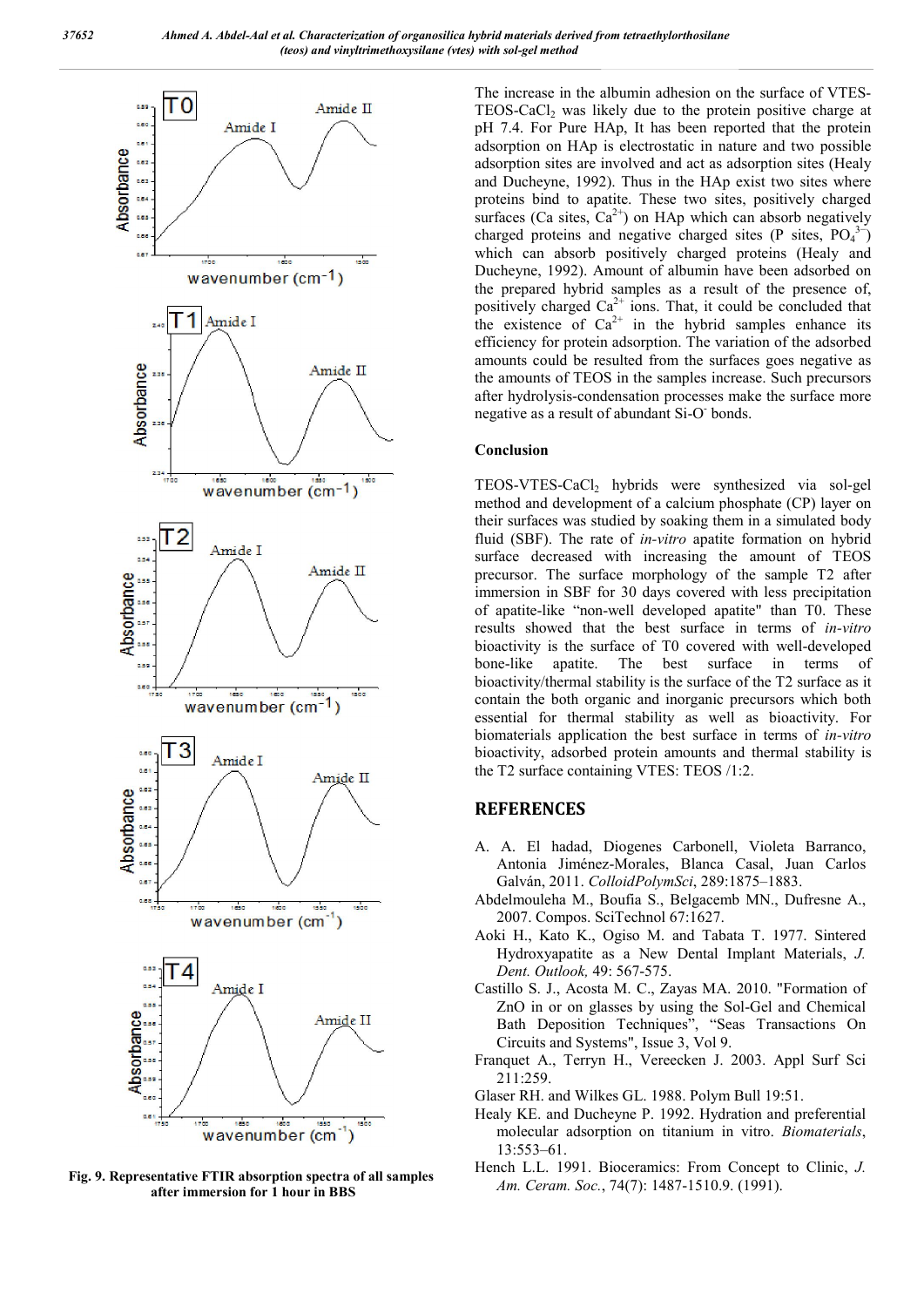Fig. 9. Representative FTIR absorption spectra of all samples after immersion for 1 hour in BBS

The increase in the albumin adhesion on the surface of VTES-TEOS-$CaCl_2$ was likely due to the protein positive charge at pH 7.4. For Pure HAp, It has been reported that the protein adsorption on HAp is electrostatic in nature and two possible adsorption sites are involved and act as adsorption sites (Healy and Ducheyne, 1992). Thus in the HAp exist two sites where proteins bind to apatite. These two sites, positively charged surfaces (Ca sites, $Ca^{2+}$) on HAp which can absorb negatively charged proteins and negative charged sites (P sites, $PO_4^{3-}$) which can absorb positively charged proteins (Healy and Ducheyne, 1992). Amount of albumin have been adsorbed on the prepared hybrid samples as a result of the presence of, positively charged $Ca^{2+}$ ions. That, it could be concluded that the existence of $Ca^{2+}$ in the hybrid samples enhance its efficiency for protein adsorption. The variation of the adsorbed amounts could be resulted from the surfaces goes negative as the amounts of TEOS in the samples increase. Such precursors after hydrolysis-condensation processes make the surface more negative as a result of abundant $Si\text{-}O^-$ bonds.

## Conclusion

TEOS-VTES-$CaCl_2$ hybrids were synthesized via sol-gel method and development of a calcium phosphate (CP) layer on their surfaces was studied by soaking them in a simulated body fluid (SBF). The rate of *in-vitro* apatite formation on hybrid surface decreased with increasing the amount of TEOS precursor. The surface morphology of the sample T2 after immersion in SBF for 30 days covered with less precipitation of apatite-like "non-well developed apatite" than T0. These results showed that the best surface in terms of *in-vitro* bioactivity is the surface of T0 covered with well-developed bone-like apatite. The best surface in terms of bioactivity/thermal stability is the surface of the T2 surface as it contain the both organic and inorganic precursors which both essential for thermal stability as well as bioactivity. For biomaterials application the best surface in terms of *in-vitro* bioactivity, adsorbed protein amounts and thermal stability is the T2 surface containing VTES: TEOS /1:2.

## REFERENCES

A. A. El hadad, Diogenes Carbonell, Violeta Barranco, Antonia Jiménez-Morales, Blanca Casal, Juan Carlos Galván, 2011. *ColloidPolymSci*, 289:1875–1883.

Abdelmouleha M., Boufia S., Belgacemb MN., Dufresne A., 2007. Compos. SciTechnol 67:1627.

Aoki H., Kato K., Ogiso M. and Tabata T. 1977. Sintered Hydroxyapatite as a New Dental Implant Materials, *J. Dent. Outlook,* 49: 567-575.

Castillo S. J., Acosta M. C., Zayas MA. 2010. "Formation of ZnO in or on glasses by using the Sol-Gel and Chemical Bath Deposition Techniques", "Seas Transactions On Circuits and Systems", Issue 3, Vol 9.

Franquet A., Terryn H., Vereecken J. 2003. Appl Surf Sci 211:259.

Glaser RH. and Wilkes GL. 1988. Polym Bull 19:51.

Healy KE. and Ducheyne P. 1992. Hydration and preferential molecular adsorption on titanium in vitro. *Biomaterials*, 13:553–61.

Hench L.L. 1991. Bioceramics: From Concept to Clinic, *J. Am. Ceram. Soc.*, 74(7): 1487-1510.9. (1991).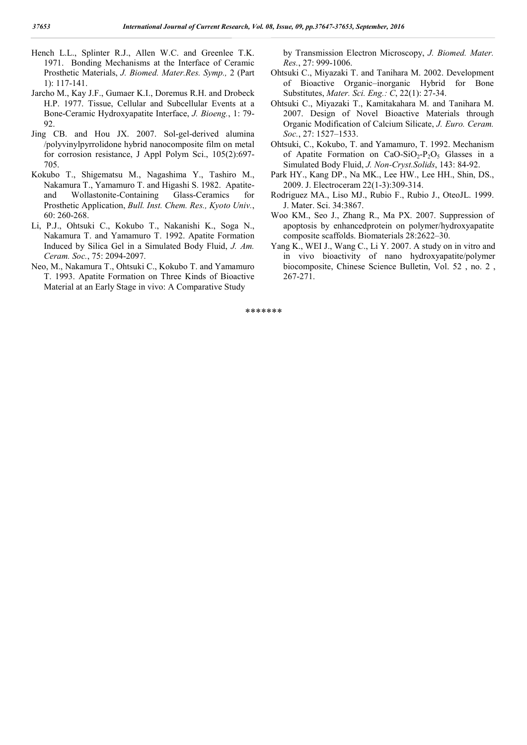Hench L.L., Splinter R.J., Allen W.C. and Greenlee T.K. 1971. Bonding Mechanisms at the Interface of Ceramic Prosthetic Materials, *J. Biomed. Mater.Res. Symp.,* 2 (Part 1): 117-141.

Jarcho M., Kay J.F., Gumaer K.I., Doremus R.H. and Drobeck H.P. 1977. Tissue, Cellular and Subcellular Events at a Bone-Ceramic Hydroxyapatite Interface, *J. Bioeng.*, 1: 79-92.

Jing CB. and Hou JX. 2007. Sol-gel-derived alumina /polyvinylpyrrolidone hybrid nanocomposite film on metal for corrosion resistance, J Appl Polym Sci., 105(2):697-705.

Kokubo T., Shigematsu M., Nagashima Y., Tashiro M., Nakamura T., Yamamuro T. and Higashi S. 1982. Apatite- and Wollastonite-Containing Glass-Ceramics for Prosthetic Application, *Bull. Inst. Chem. Res., Kyoto Univ.*, 60: 260-268.

Li, P.J., Ohtsuki C., Kokubo T., Nakanishi K., Soga N., Nakamura T. and Yamamuro T. 1992. Apatite Formation Induced by Silica Gel in a Simulated Body Fluid, *J. Am. Ceram. Soc.*, 75: 2094-2097.

Neo, M., Nakamura T., Ohtsuki C., Kokubo T. and Yamamuro T. 1993. Apatite Formation on Three Kinds of Bioactive Material at an Early Stage in vivo: A Comparative Study by Transmission Electron Microscopy, *J. Biomed. Mater. Res.*, 27: 999-1006.

Ohtsuki C., Miyazaki T. and Tanihara M. 2002. Development of Bioactive Organic–inorganic Hybrid for Bone Substitutes, *Mater. Sci. Eng.: C*, 22(1): 27-34.

Ohtsuki C., Miyazaki T., Kamitakahara M. and Tanihara M. 2007. Design of Novel Bioactive Materials through Organic Modification of Calcium Silicate, *J. Euro. Ceram. Soc.*, 27: 1527–1533.

Ohtsuki, C., Kokubo, T. and Yamamuro, T. 1992. Mechanism of Apatite Formation on $CaO$-$SiO_2$-$P_2O_5$ Glasses in a Simulated Body Fluid, *J. Non-Cryst.Solids*, 143: 84-92.

Park HY., Kang DP., Na MK., Lee HW., Lee HH., Shin, DS., 2009. J. Electroceram 22(1-3):309-314.

Rodriguez MA., Liso MJ., Rubio F., Rubio J., OteoJL. 1999. J. Mater. Sci. 34:3867.

Woo KM., Seo J., Zhang R., Ma PX. 2007. Suppression of apoptosis by enhancedprotein on polymer/hydroxyapatite composite scaffolds. Biomaterials 28:2622–30.

Yang K., WEI J., Wang C., Li Y. 2007. A study on in vitro and in vivo bioactivity of nano hydroxyapatite/polymer biocomposite, Chinese Science Bulletin, Vol. 52 , no. 2 , 267-271.

*******